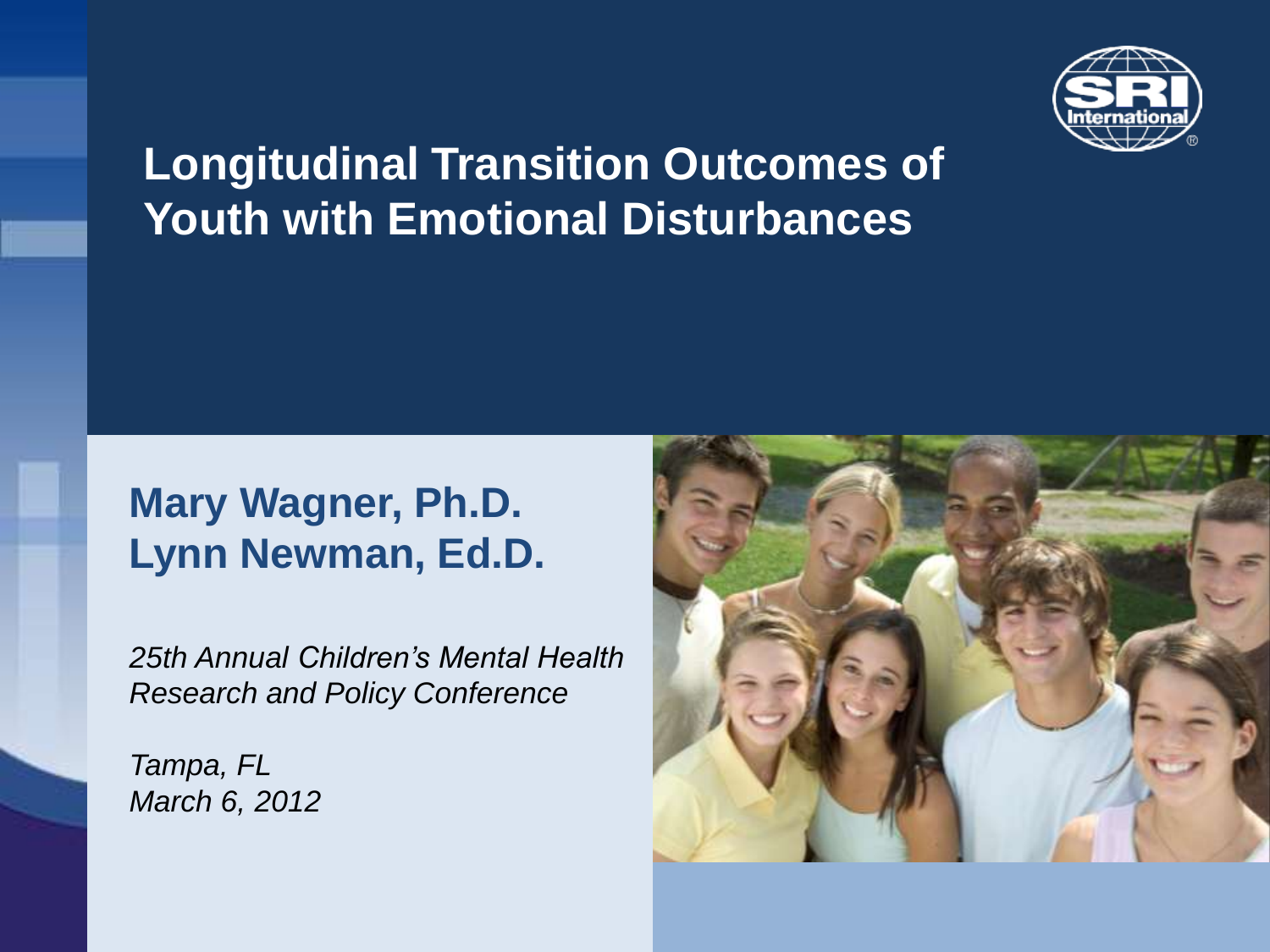# Longitudinal Transition Outcomes of Youth with Emotional Disturbances

## Mary Wagner, Ph.D.
## Lynn Newman, Ed.D.

*25th Annual Children's Mental Health Research and Policy Conference*

*Tampa, FL*
*March 6, 2012*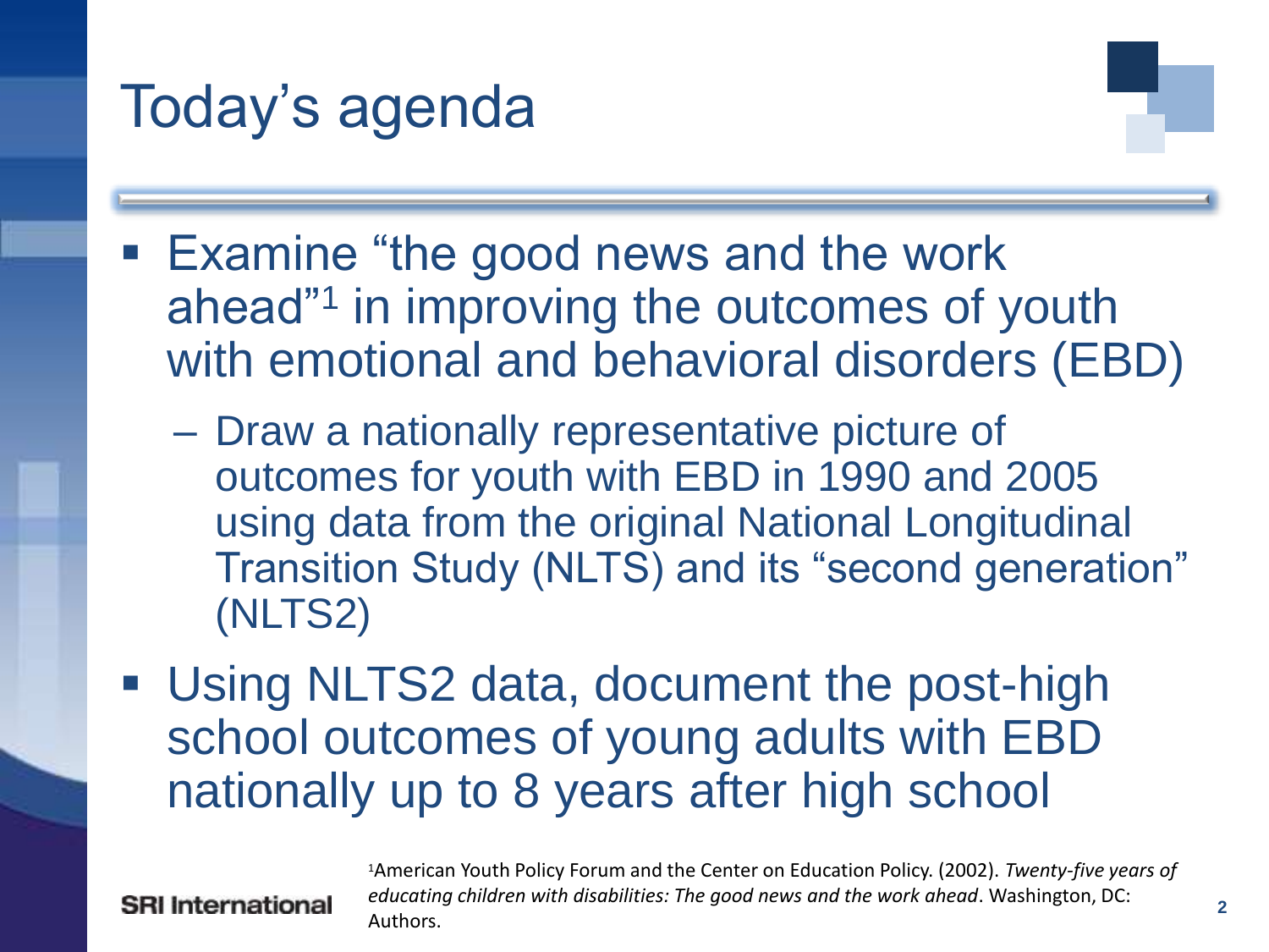# Today's agenda

- Examine "the good news and the work ahead"[1] in improving the outcomes of youth with emotional and behavioral disorders (EBD)
  - Draw a nationally representative picture of outcomes for youth with EBD in 1990 and 2005 using data from the original National Longitudinal Transition Study (NLTS) and its "second generation" (NLTS2)
- Using NLTS2 data, document the post-high school outcomes of young adults with EBD nationally up to 8 years after high school

[1]American Youth Policy Forum and the Center on Education Policy. (2002). *Twenty-five years of educating children with disabilities: The good news and the work ahead*. Washington, DC: Authors.

SRI International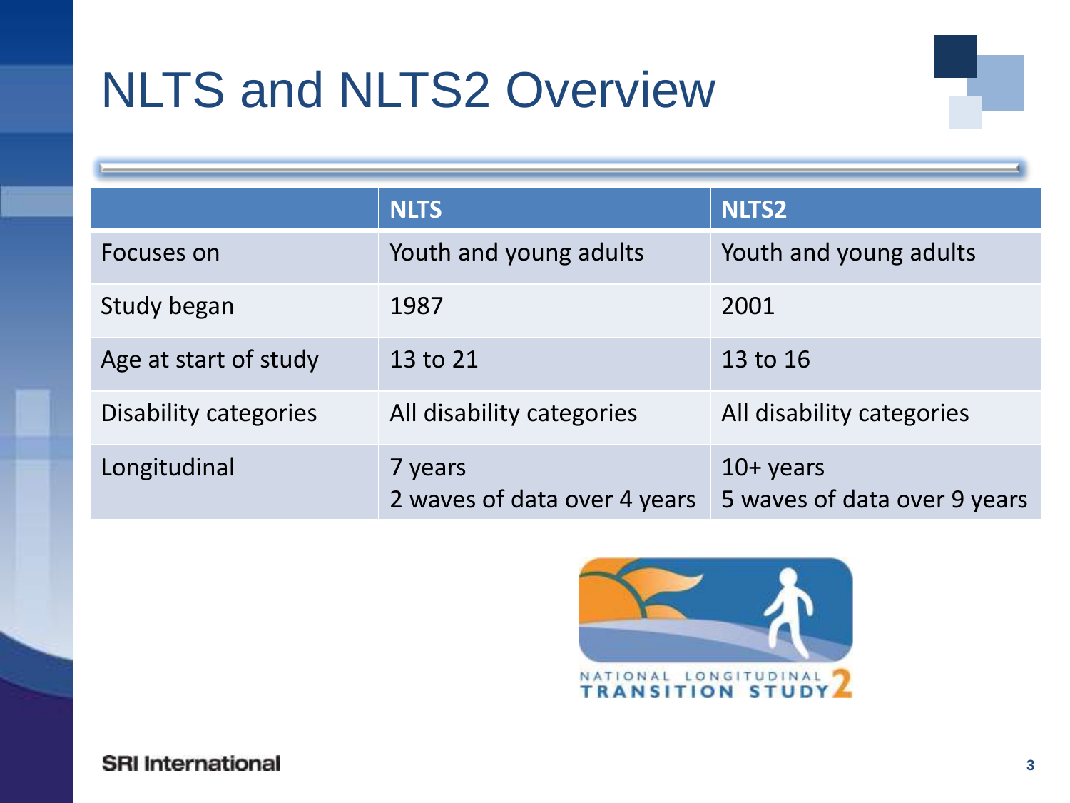# NLTS and NLTS2 Overview

| | NLTS | NLTS2 |
|---|---|---|
| Focuses on | Youth and young adults | Youth and young adults |
| Study began | 1987 | 2001 |
| Age at start of study | 13 to 21 | 13 to 16 |
| Disability categories | All disability categories | All disability categories |
| Longitudinal | 7 years<br>2 waves of data over 4 years | 10+ years<br>5 waves of data over 9 years |

NATIONAL LONGITUDINAL TRANSITION STUDY 2

SRI International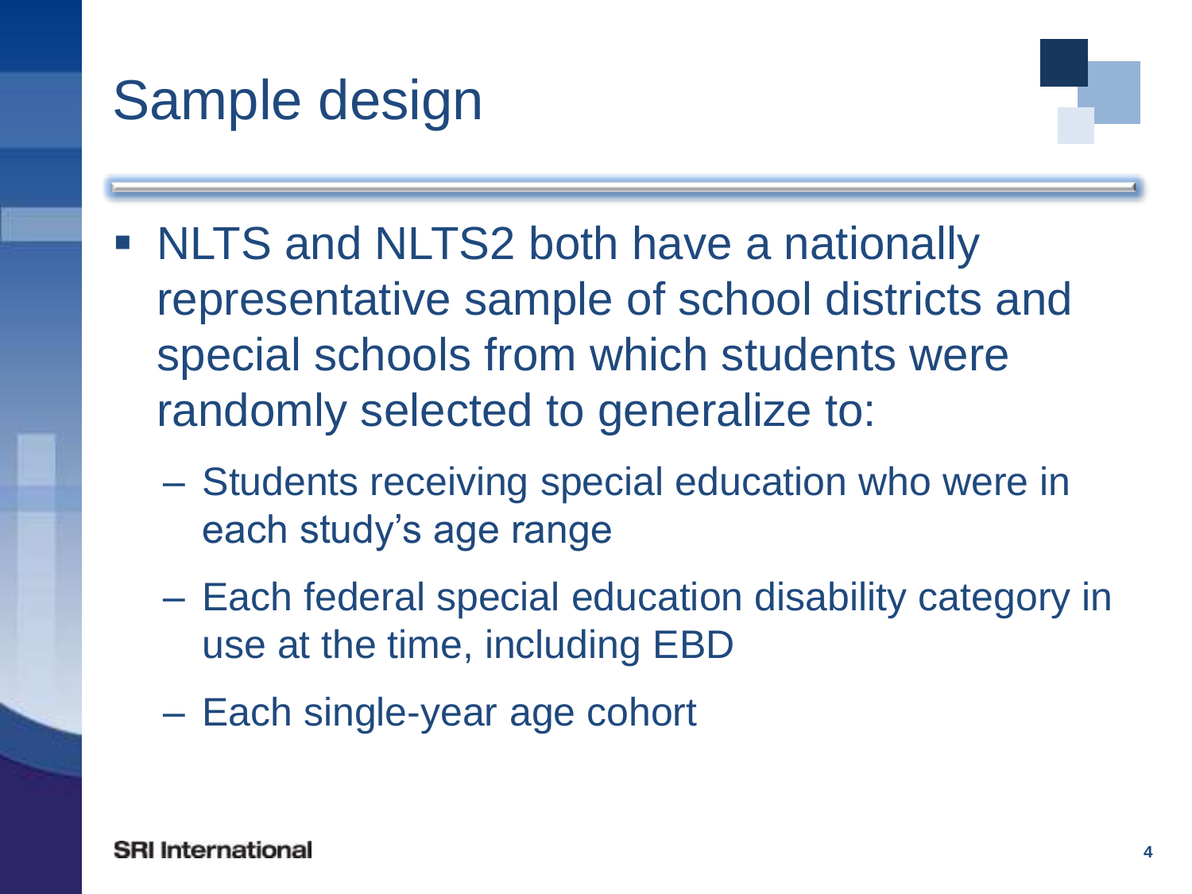# Sample design

- NLTS and NLTS2 both have a nationally representative sample of school districts and special schools from which students were randomly selected to generalize to:
  - Students receiving special education who were in each study's age range
  - Each federal special education disability category in use at the time, including EBD
  - Each single-year age cohort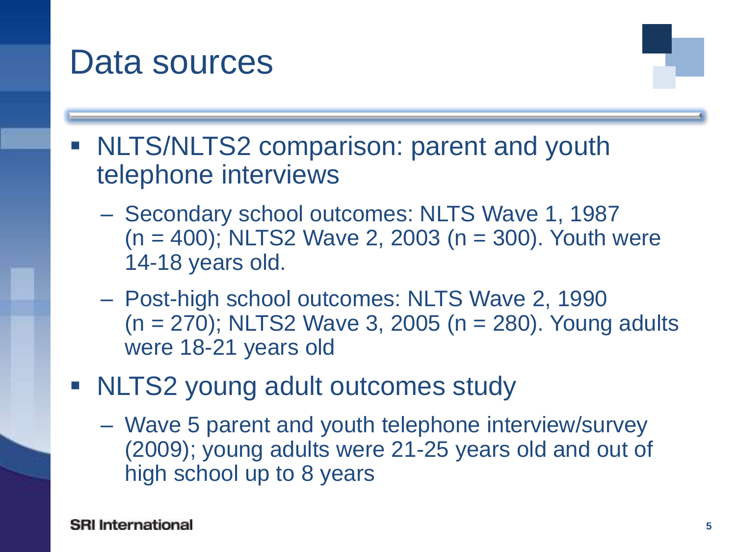# Data sources

- NLTS/NLTS2 comparison: parent and youth telephone interviews
  - Secondary school outcomes: NLTS Wave 1, 1987 (n = 400); NLTS2 Wave 2, 2003 (n = 300). Youth were 14-18 years old.
  - Post-high school outcomes: NLTS Wave 2, 1990 (n = 270); NLTS2 Wave 3, 2005 (n = 280). Young adults were 18-21 years old
- NLTS2 young adult outcomes study
  - Wave 5 parent and youth telephone interview/survey (2009); young adults were 21-25 years old and out of high school up to 8 years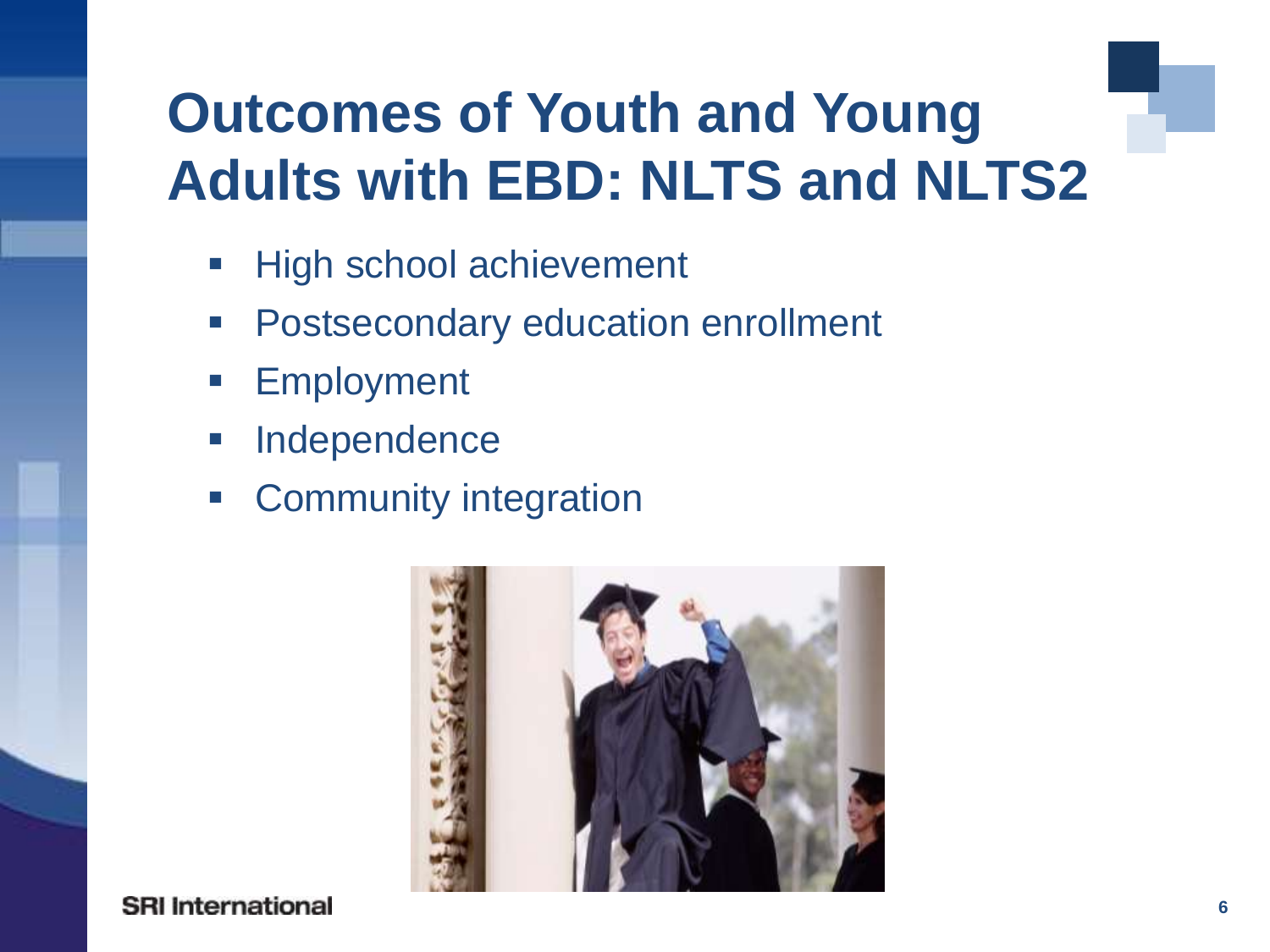# Outcomes of Youth and Young Adults with EBD: NLTS and NLTS2

- High school achievement
- Postsecondary education enrollment
- Employment
- Independence
- Community integration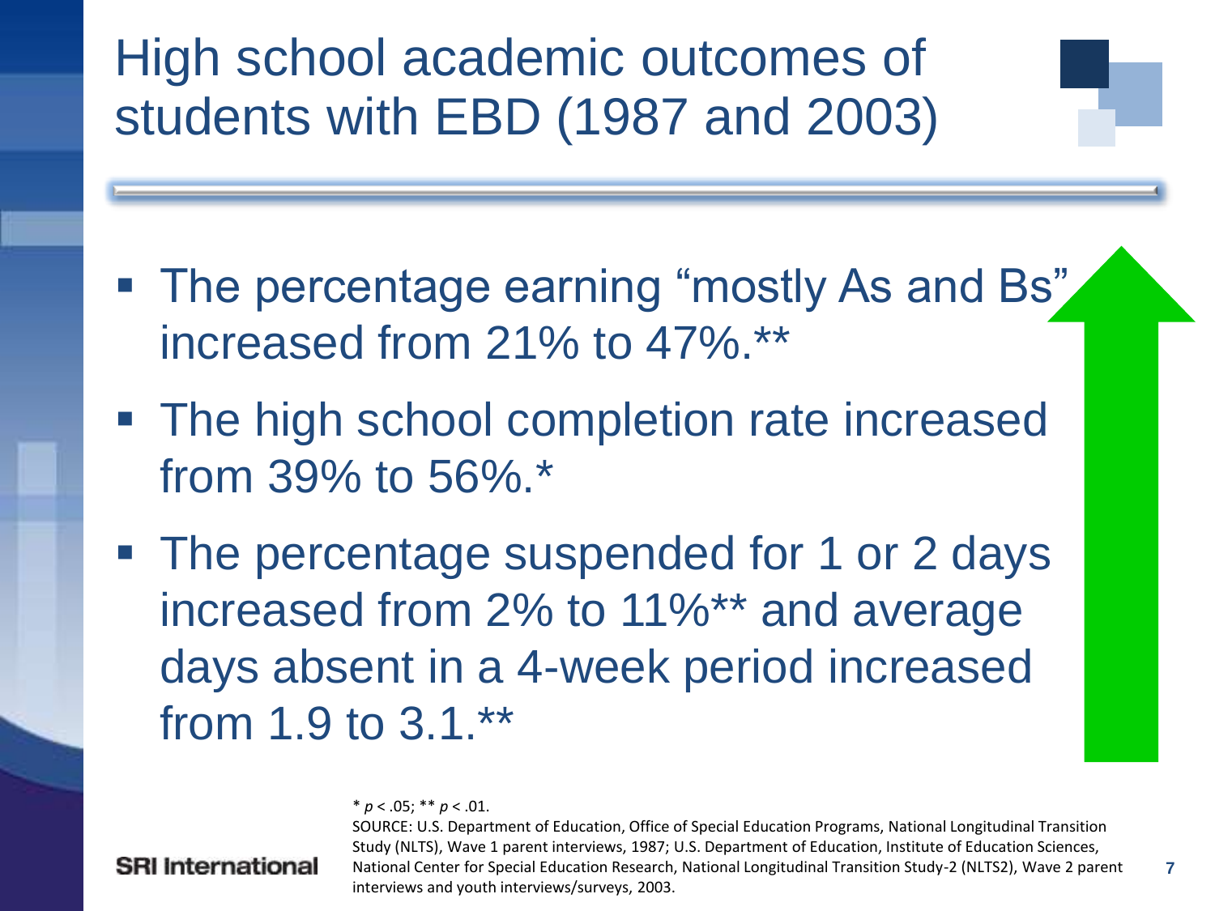# High school academic outcomes of students with EBD (1987 and 2003)

- The percentage earning "mostly As and Bs" increased from 21% to 47%.**
- The high school completion rate increased from 39% to 56%.*
- The percentage suspended for 1 or 2 days increased from 2% to 11%** and average days absent in a 4-week period increased from 1.9 to 3.1.**

* $p < .05$; ** $p < .01$.

SOURCE: U.S. Department of Education, Office of Special Education Programs, National Longitudinal Transition Study (NLTS), Wave 1 parent interviews, 1987; U.S. Department of Education, Institute of Education Sciences, National Center for Special Education Research, National Longitudinal Transition Study-2 (NLTS2), Wave 2 parent interviews and youth interviews/surveys, 2003.

SRI International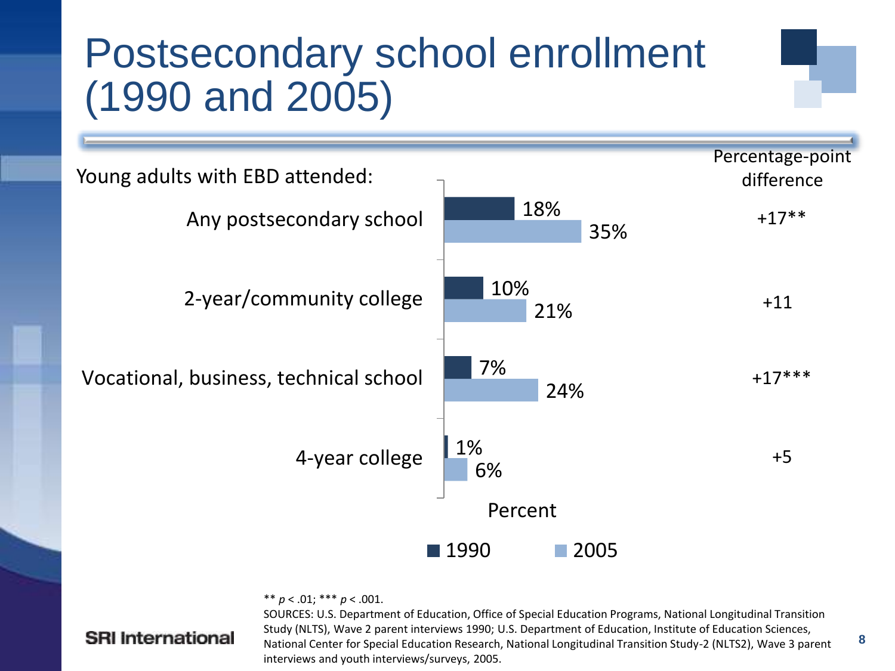# Postsecondary school enrollment (1990 and 2005)

Young adults with EBD attended:

| | 1990 | 2005 | Percentage-point difference |
|---|---|---|---|
| Any postsecondary school | 18% | 35% | +17** |
| 2-year/community college | 10% | 21% | +11 |
| Vocational, business, technical school | 7% | 24% | +17*** |
| 4-year college | 1% | 6% | +5 |

** $p < .01$; *** $p < .001$.

SOURCES: U.S. Department of Education, Office of Special Education Programs, National Longitudinal Transition Study (NLTS), Wave 2 parent interviews 1990; U.S. Department of Education, Institute of Education Sciences, National Center for Special Education Research, National Longitudinal Transition Study-2 (NLTS2), Wave 3 parent interviews and youth interviews/surveys, 2005.

SRI International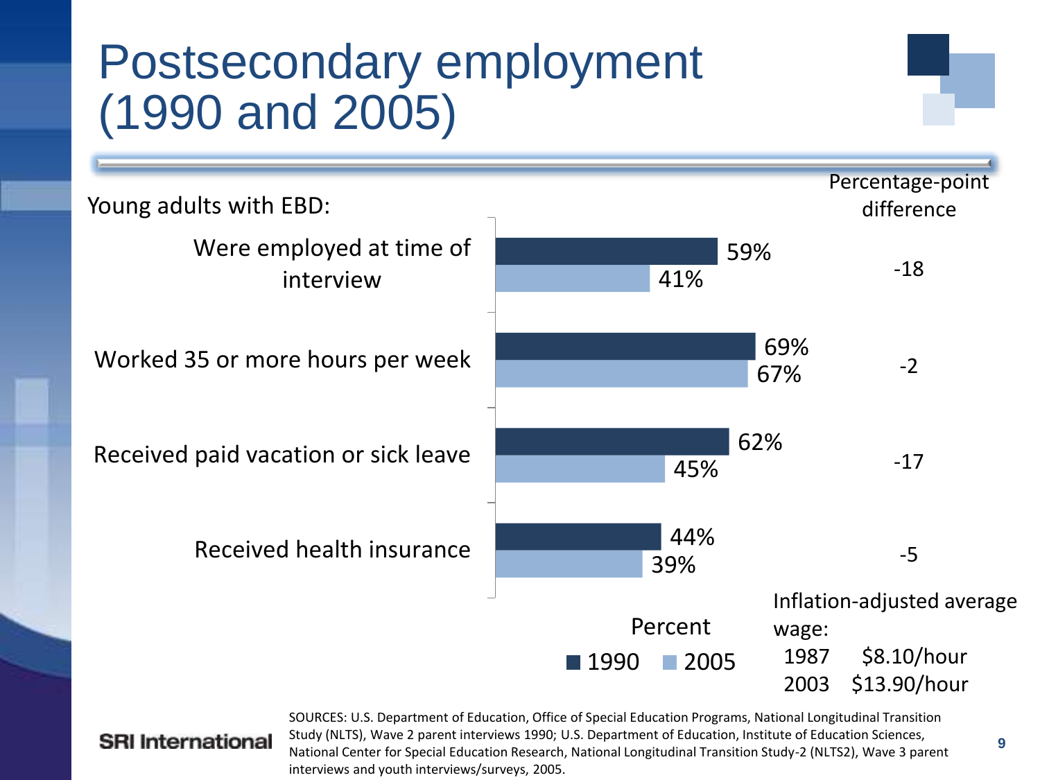# Postsecondary employment (1990 and 2005)

Young adults with EBD:

| | 1990 | 2005 | Percentage-point difference |
|---|---|---|---|
| Were employed at time of interview | 59% | 41% | -18 |
| Worked 35 or more hours per week | 69% | 67% | -2 |
| Received paid vacation or sick leave | 62% | 45% | -17 |
| Received health insurance | 44% | 39% | -5 |

Percent

■ 1990 ■ 2005

Inflation-adjusted average wage:

| | |
|---|---|
| 1987 | $8.10/hour |
| 2003 | $13.90/hour |

SOURCES: U.S. Department of Education, Office of Special Education Programs, National Longitudinal Transition Study (NLTS), Wave 2 parent interviews 1990; U.S. Department of Education, Institute of Education Sciences, National Center for Special Education Research, National Longitudinal Transition Study-2 (NLTS2), Wave 3 parent interviews and youth interviews/surveys, 2005.

SRI International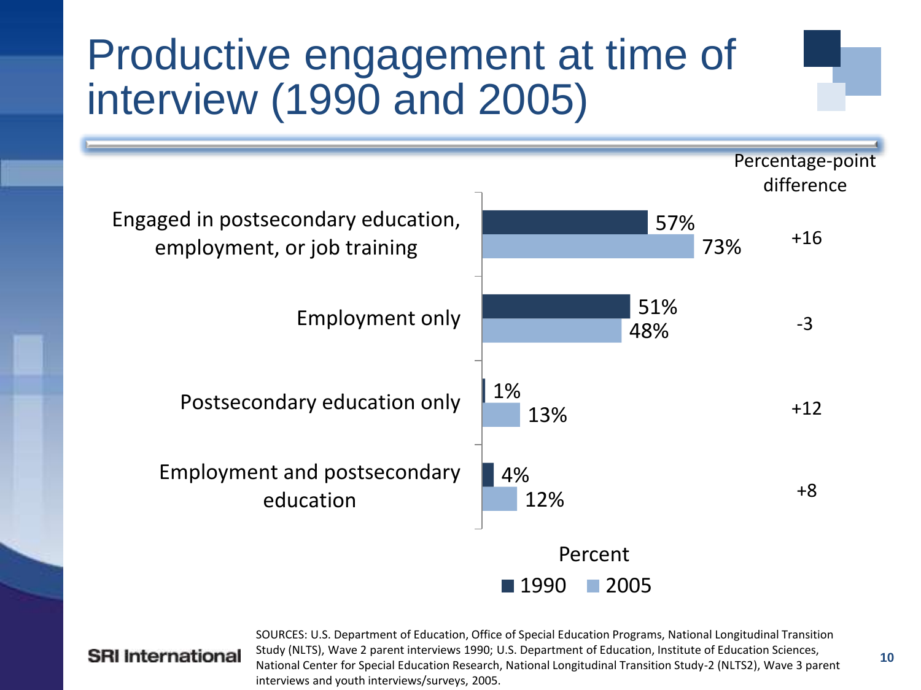# Productive engagement at time of interview (1990 and 2005)

| | 1990 | 2005 | Percentage-point difference |
|---|---|---|---|
| Engaged in postsecondary education, employment, or job training | 57% | 73% | +16 |
| Employment only | 51% | 48% | -3 |
| Postsecondary education only | 1% | 13% | +12 |
| Employment and postsecondary education | 4% | 12% | +8 |

Percent

SOURCES: U.S. Department of Education, Office of Special Education Programs, National Longitudinal Transition Study (NLTS), Wave 2 parent interviews 1990; U.S. Department of Education, Institute of Education Sciences, National Center for Special Education Research, National Longitudinal Transition Study-2 (NLTS2), Wave 3 parent interviews and youth interviews/surveys, 2005.

SRI International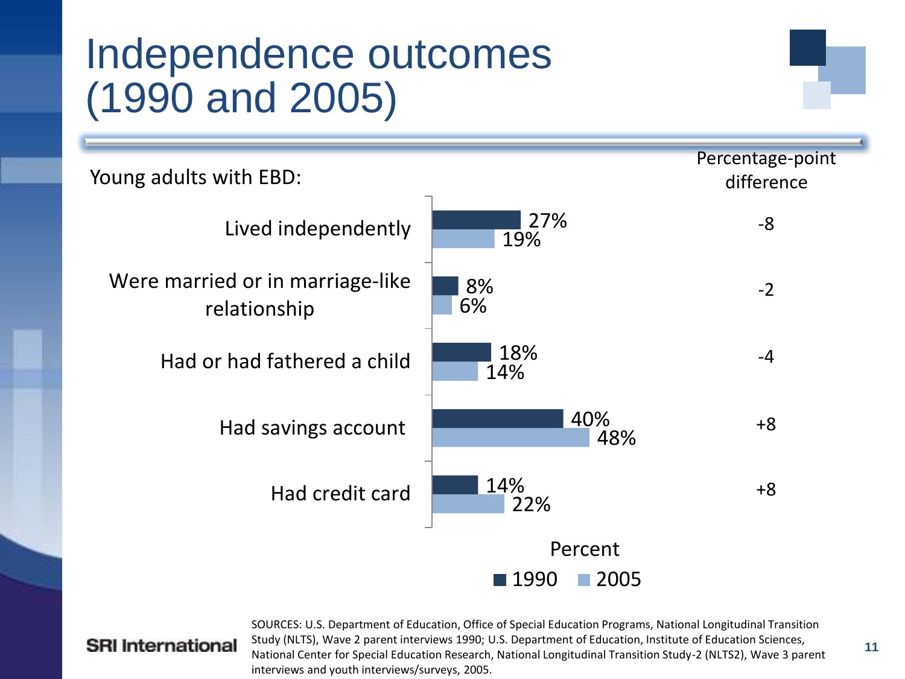# Independence outcomes (1990 and 2005)

Young adults with EBD:

| | 1990 | 2005 | Percentage-point difference |
|---|---|---|---|
| Lived independently | 27% | 19% | -8 |
| Were married or in marriage-like relationship | 8% | 6% | -2 |
| Had or had fathered a child | 18% | 14% | -4 |
| Had savings account | 40% | 48% | +8 |
| Had credit card | 14% | 22% | +8 |

Percent

SOURCES: U.S. Department of Education, Office of Special Education Programs, National Longitudinal Transition Study (NLTS), Wave 2 parent interviews 1990; U.S. Department of Education, Institute of Education Sciences, National Center for Special Education Research, National Longitudinal Transition Study-2 (NLTS2), Wave 3 parent interviews and youth interviews/surveys, 2005.

SRI International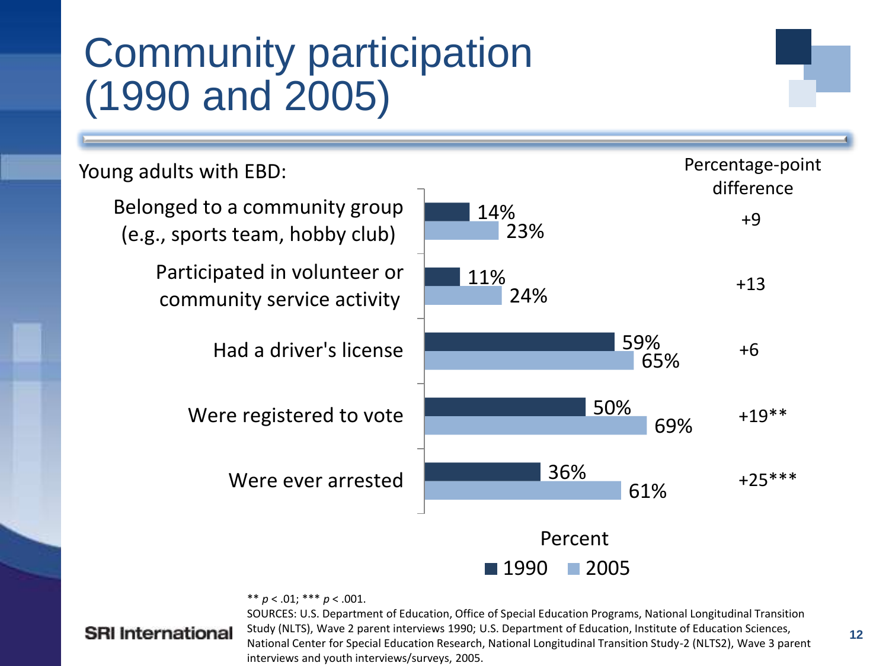# Community participation (1990 and 2005)

Young adults with EBD:

| | 1990 | 2005 | Percentage-point difference |
|---|---|---|---|
| Belonged to a community group (e.g., sports team, hobby club) | 14% | 23% | +9 |
| Participated in volunteer or community service activity | 11% | 24% | +13 |
| Had a driver's license | 59% | 65% | +6 |
| Were registered to vote | 50% | 69% | +19** |
| Were ever arrested | 36% | 61% | +25*** |

Percent

■ 1990 ■ 2005

** $p < .01$; *** $p < .001$.

SOURCES: U.S. Department of Education, Office of Special Education Programs, National Longitudinal Transition Study (NLTS), Wave 2 parent interviews 1990; U.S. Department of Education, Institute of Education Sciences, National Center for Special Education Research, National Longitudinal Transition Study-2 (NLTS2), Wave 3 parent interviews and youth interviews/surveys, 2005.

SRI International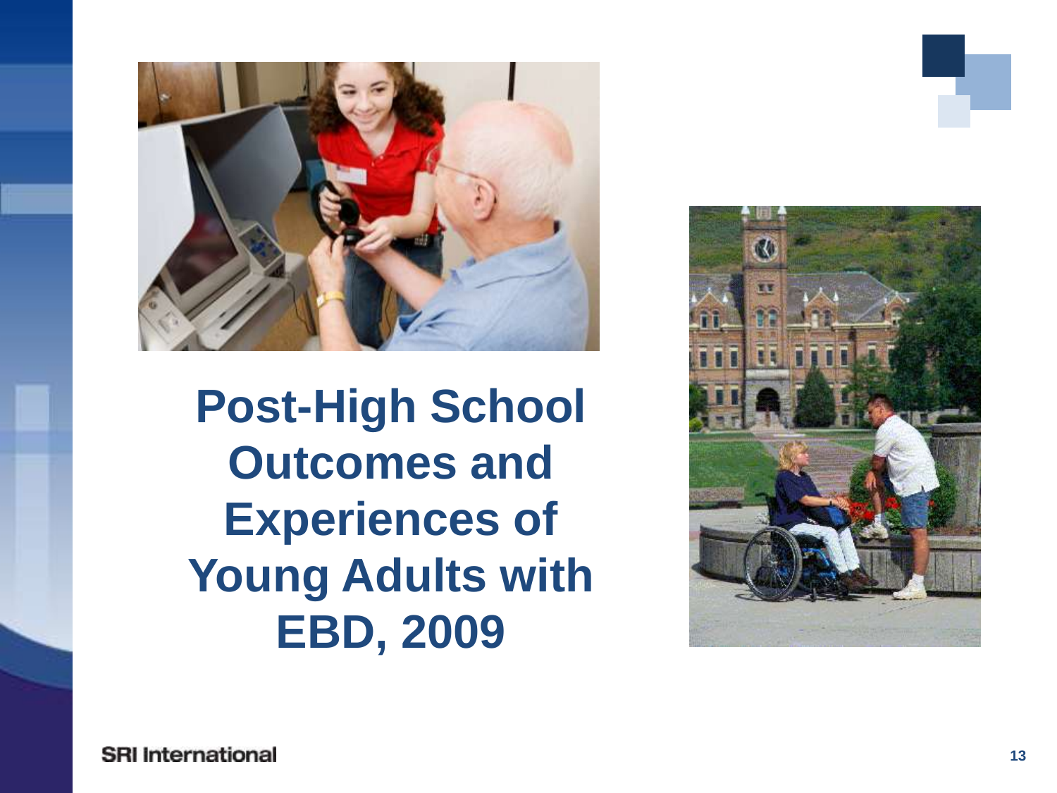# Post-High School Outcomes and Experiences of Young Adults with EBD, 2009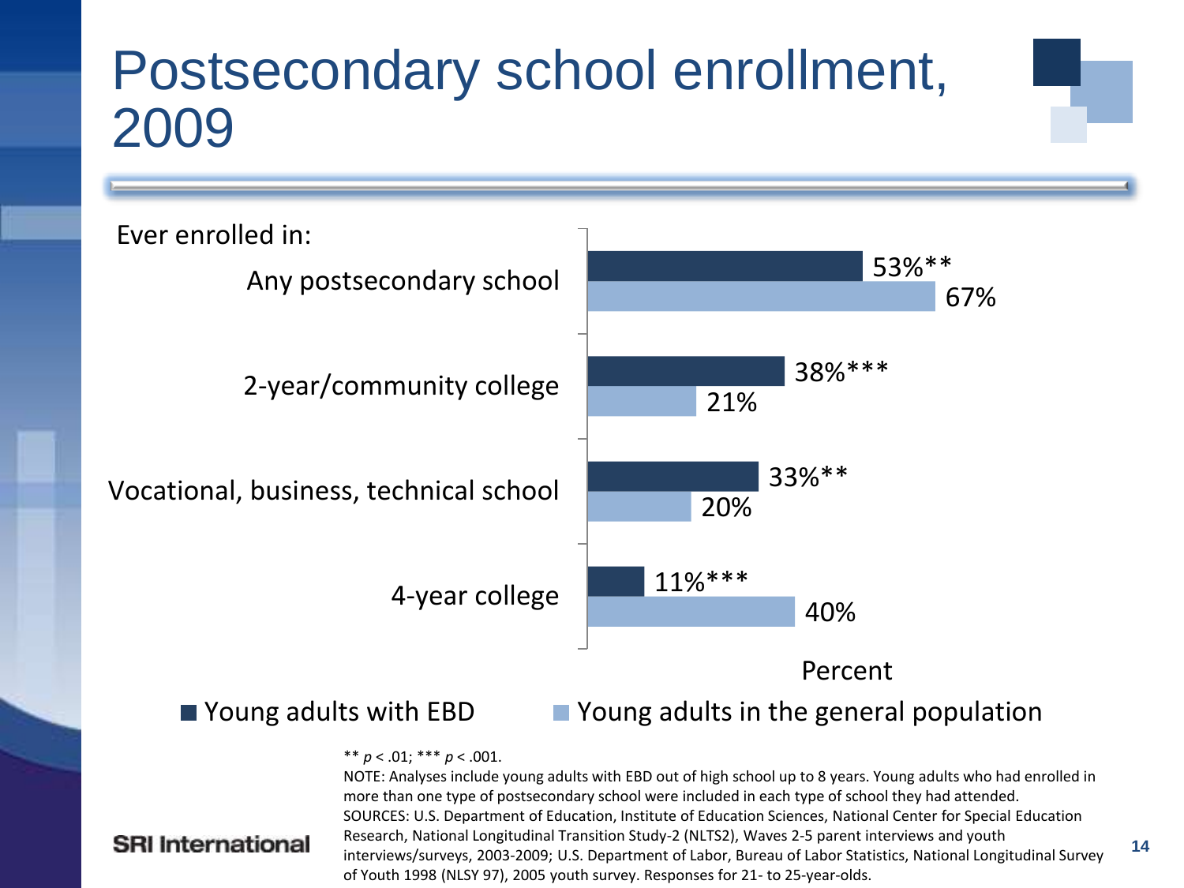# Postsecondary school enrollment, 2009

Ever enrolled in:

| | Young adults with EBD | Young adults in the general population |
|---|---|---|
| Any postsecondary school | 53%** | 67% |
| 2-year/community college | 38%*** | 21% |
| Vocational, business, technical school | 33%** | 20% |
| 4-year college | 11%*** | 40% |

Percent

** $p < .01$; *** $p < .001$.

NOTE: Analyses include young adults with EBD out of high school up to 8 years. Young adults who had enrolled in more than one type of postsecondary school were included in each type of school they had attended.

SOURCES: U.S. Department of Education, Institute of Education Sciences, National Center for Special Education Research, National Longitudinal Transition Study-2 (NLTS2), Waves 2-5 parent interviews and youth interviews/surveys, 2003-2009; U.S. Department of Labor, Bureau of Labor Statistics, National Longitudinal Survey of Youth 1998 (NLSY 97), 2005 youth survey. Responses for 21- to 25-year-olds.

SRI International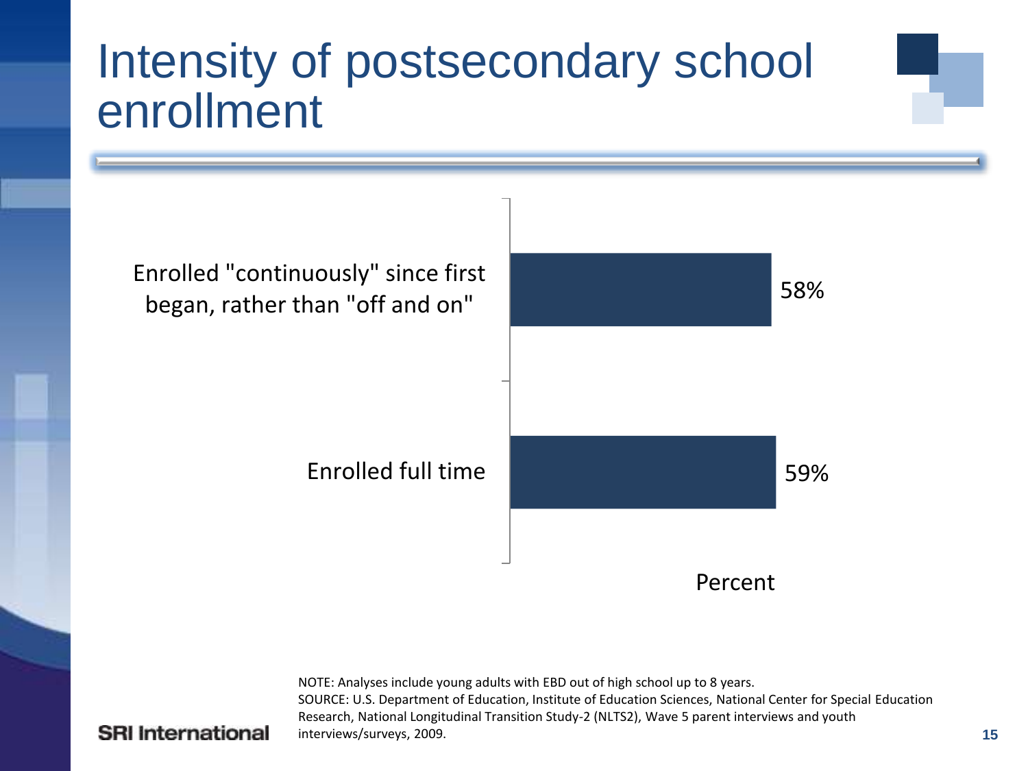# Intensity of postsecondary school enrollment

| | Percent |
|---|---|
| Enrolled "continuously" since first began, rather than "off and on" | 58% |
| Enrolled full time | 59% |

NOTE: Analyses include young adults with EBD out of high school up to 8 years.
SOURCE: U.S. Department of Education, Institute of Education Sciences, National Center for Special Education Research, National Longitudinal Transition Study-2 (NLTS2), Wave 5 parent interviews and youth interviews/surveys, 2009.

SRI International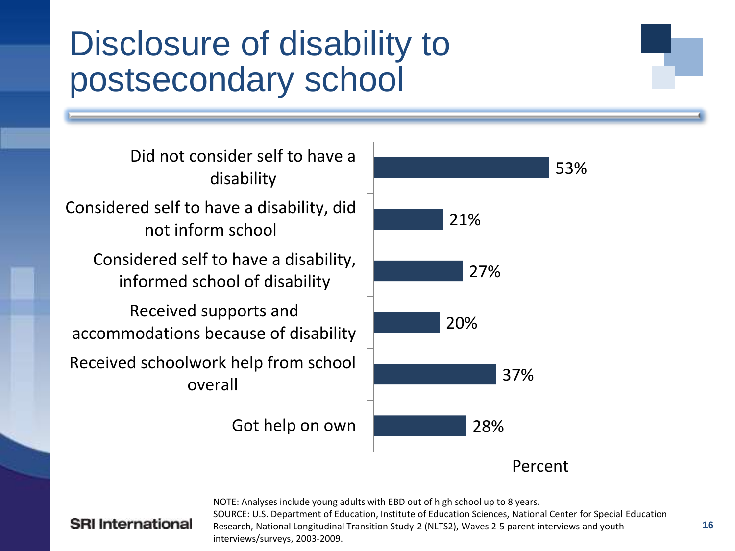# Disclosure of disability to postsecondary school

| Category | Percent |
| --- | --- |
| Did not consider self to have a disability | 53% |
| Considered self to have a disability, did not inform school | 21% |
| Considered self to have a disability, informed school of disability | 27% |
| Received supports and accommodations because of disability | 20% |
| Received schoolwork help from school overall | 37% |
| Got help on own | 28% |

NOTE: Analyses include young adults with EBD out of high school up to 8 years.
SOURCE: U.S. Department of Education, Institute of Education Sciences, National Center for Special Education Research, National Longitudinal Transition Study-2 (NLTS2), Waves 2-5 parent interviews and youth interviews/surveys, 2003-2009.

SRI International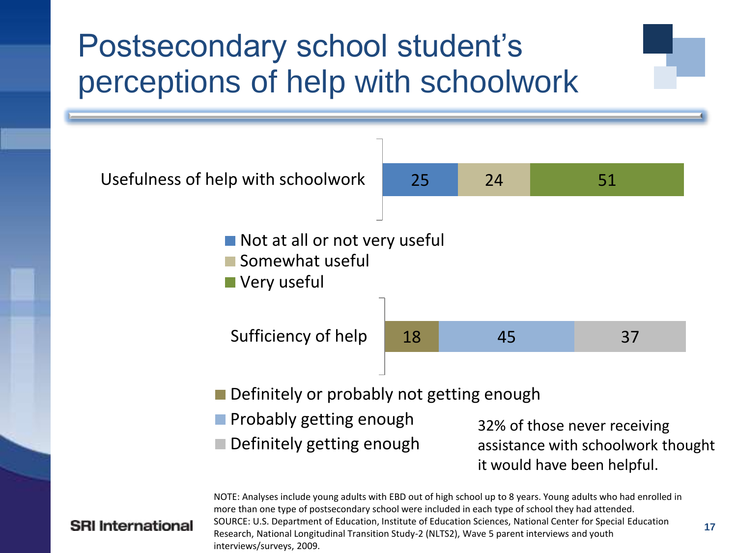# Postsecondary school student's perceptions of help with schoolwork

**Usefulness of help with schoolwork**

| Not at all or not very useful | Somewhat useful | Very useful |
| --- | --- | --- |
| 25 | 24 | 51 |

**Sufficiency of help**

| Definitely or probably not getting enough | Probably getting enough | Definitely getting enough |
| --- | --- | --- |
| 18 | 45 | 37 |

32% of those never receiving assistance with schoolwork thought it would have been helpful.

NOTE: Analyses include young adults with EBD out of high school up to 8 years. Young adults who had enrolled in more than one type of postsecondary school were included in each type of school they had attended.
SOURCE: U.S. Department of Education, Institute of Education Sciences, National Center for Special Education Research, National Longitudinal Transition Study-2 (NLTS2), Wave 5 parent interviews and youth interviews/surveys, 2009.

SRI International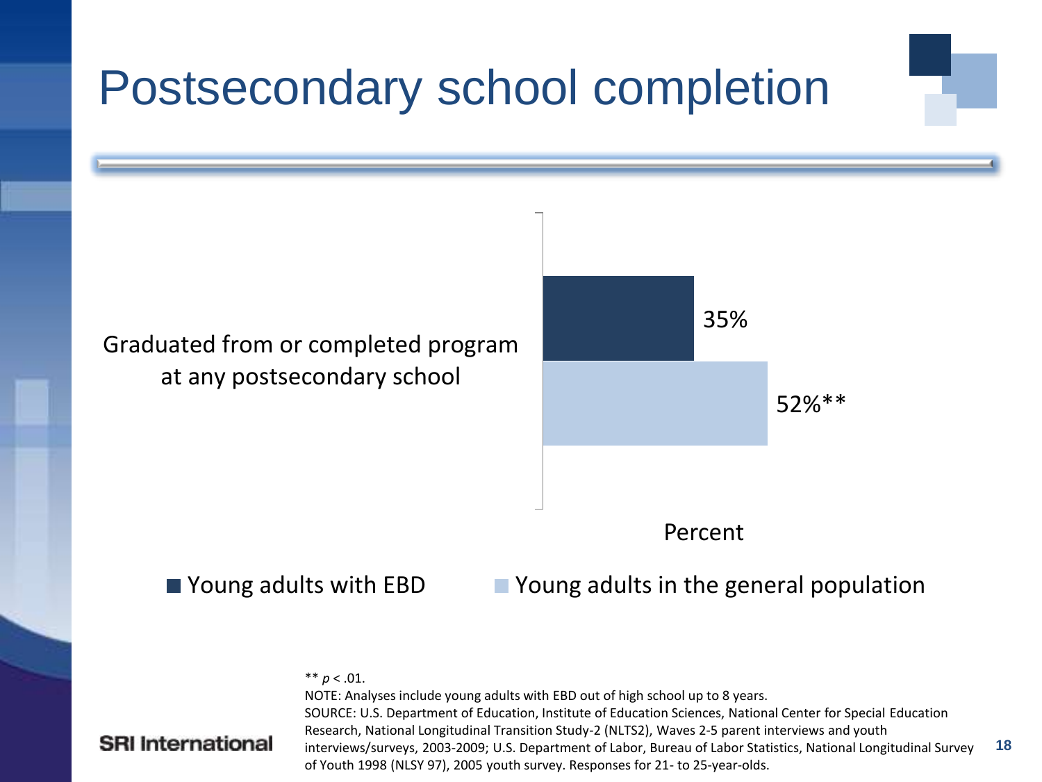# Postsecondary school completion

| | Young adults with EBD | Young adults in the general population |
|---|---|---|
| Graduated from or completed program at any postsecondary school | 35% | 52%** |

Percent

** $p < .01$.

NOTE: Analyses include young adults with EBD out of high school up to 8 years.

SOURCE: U.S. Department of Education, Institute of Education Sciences, National Center for Special Education Research, National Longitudinal Transition Study-2 (NLTS2), Waves 2-5 parent interviews and youth interviews/surveys, 2003-2009; U.S. Department of Labor, Bureau of Labor Statistics, National Longitudinal Survey of Youth 1998 (NLSY 97), 2005 youth survey. Responses for 21- to 25-year-olds.

SRI International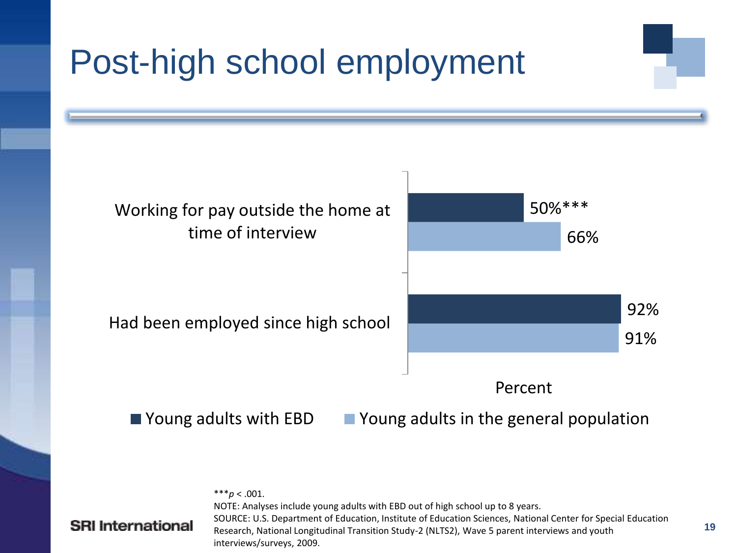# Post-high school employment

| | Young adults with EBD | Young adults in the general population |
|---|---|---|
| Working for pay outside the home at time of interview | 50%*** | 66% |
| Had been employed since high school | 92% | 91% |

Percent

■ Young adults with EBD ■ Young adults in the general population

***$p < .001$.

NOTE: Analyses include young adults with EBD out of high school up to 8 years.

SOURCE: U.S. Department of Education, Institute of Education Sciences, National Center for Special Education Research, National Longitudinal Transition Study-2 (NLTS2), Wave 5 parent interviews and youth interviews/surveys, 2009.

SRI International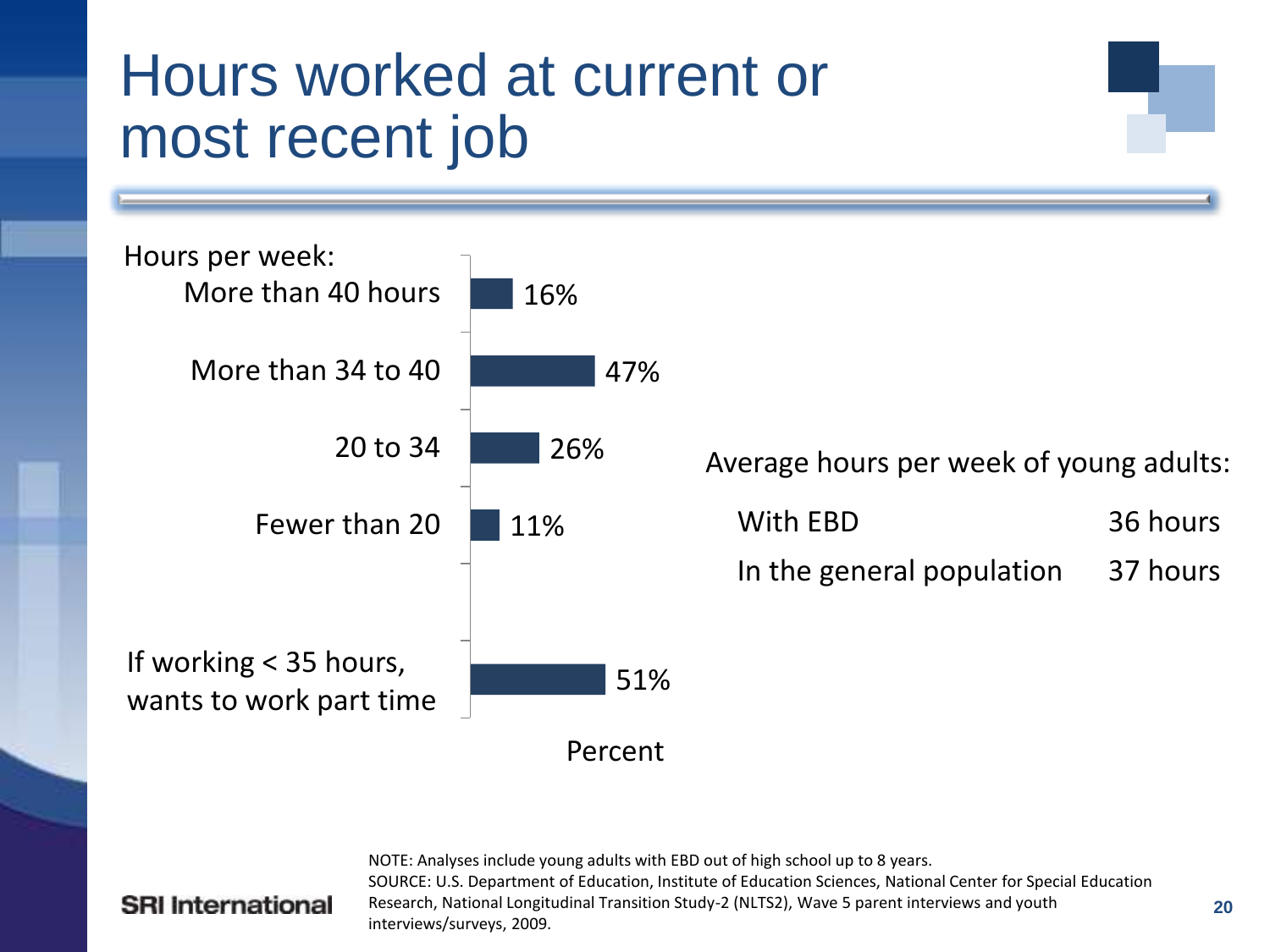# Hours worked at current or most recent job

| Hours per week: | Percent |
|---|---|
| More than 40 hours | 16% |
| More than 34 to 40 | 47% |
| 20 to 34 | 26% |
| Fewer than 20 | 11% |
| If working < 35 hours, wants to work part time | 51% |

Average hours per week of young adults:

| | |
|---|---|
| With EBD | 36 hours |
| In the general population | 37 hours |

NOTE: Analyses include young adults with EBD out of high school up to 8 years.
SOURCE: U.S. Department of Education, Institute of Education Sciences, National Center for Special Education Research, National Longitudinal Transition Study-2 (NLTS2), Wave 5 parent interviews and youth interviews/surveys, 2009.

SRI International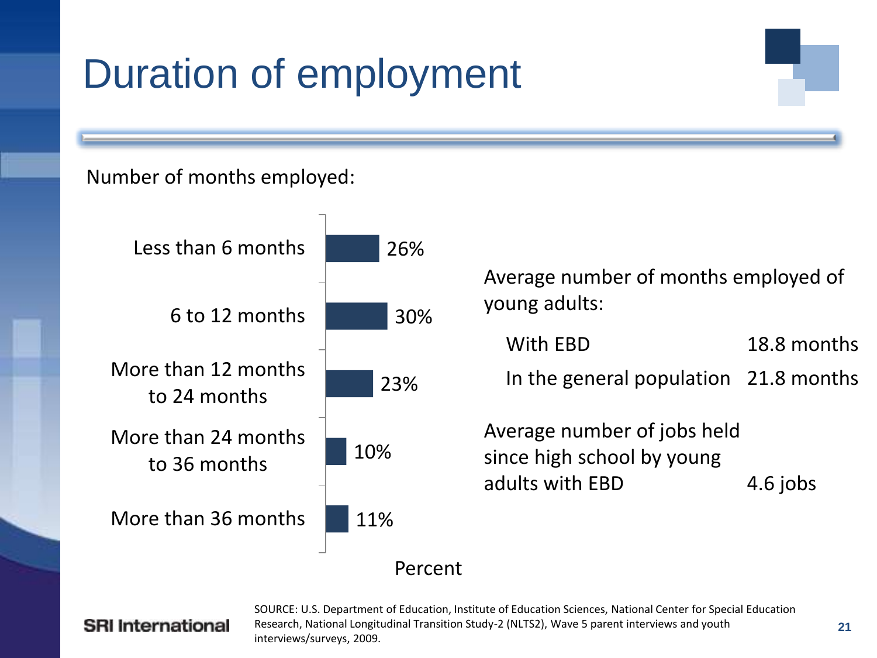# Duration of employment

Number of months employed:

| Number of months employed | Percent |
|---|---|
| Less than 6 months | 26% |
| 6 to 12 months | 30% |
| More than 12 months to 24 months | 23% |
| More than 24 months to 36 months | 10% |
| More than 36 months | 11% |

Average number of months employed of young adults:

| | |
|---|---|
| With EBD | 18.8 months |
| In the general population | 21.8 months |

| | |
|---|---|
| Average number of jobs held since high school by young adults with EBD | 4.6 jobs |

SOURCE: U.S. Department of Education, Institute of Education Sciences, National Center for Special Education Research, National Longitudinal Transition Study-2 (NLTS2), Wave 5 parent interviews and youth interviews/surveys, 2009.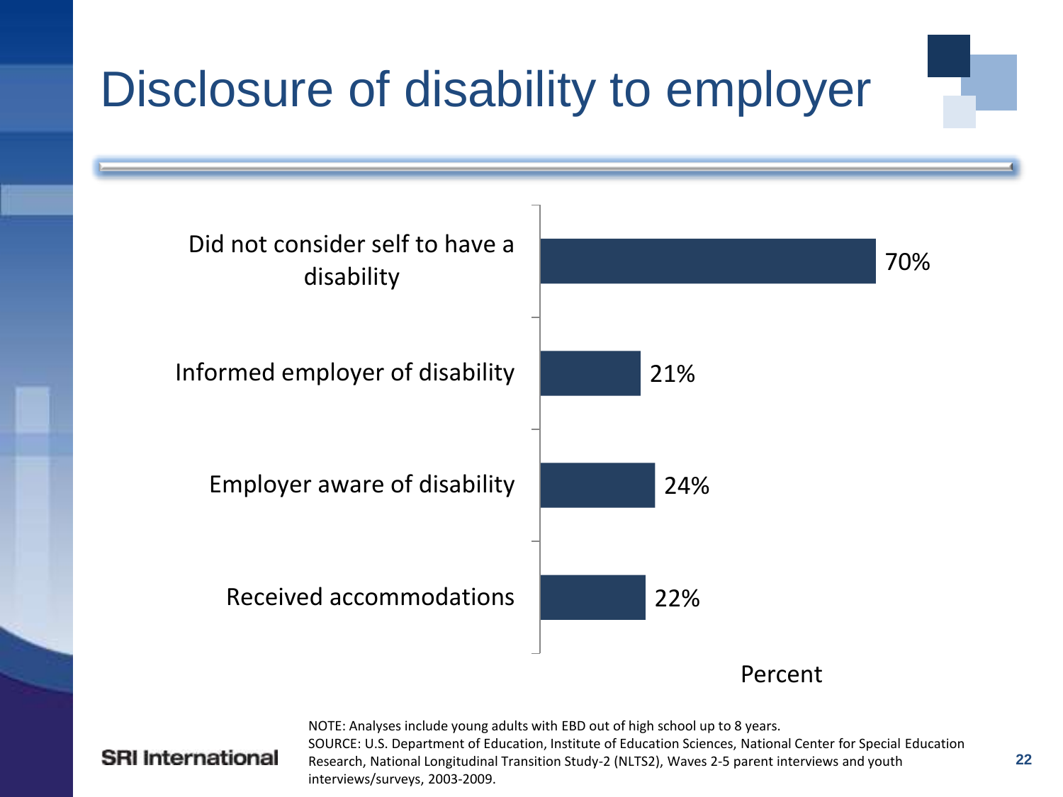# Disclosure of disability to employer

| | Percent |
| --- | --- |
| Did not consider self to have a disability | 70% |
| Informed employer of disability | 21% |
| Employer aware of disability | 24% |
| Received accommodations | 22% |

NOTE: Analyses include young adults with EBD out of high school up to 8 years.
SOURCE: U.S. Department of Education, Institute of Education Sciences, National Center for Special Education Research, National Longitudinal Transition Study-2 (NLTS2), Waves 2-5 parent interviews and youth interviews/surveys, 2003-2009.

SRI International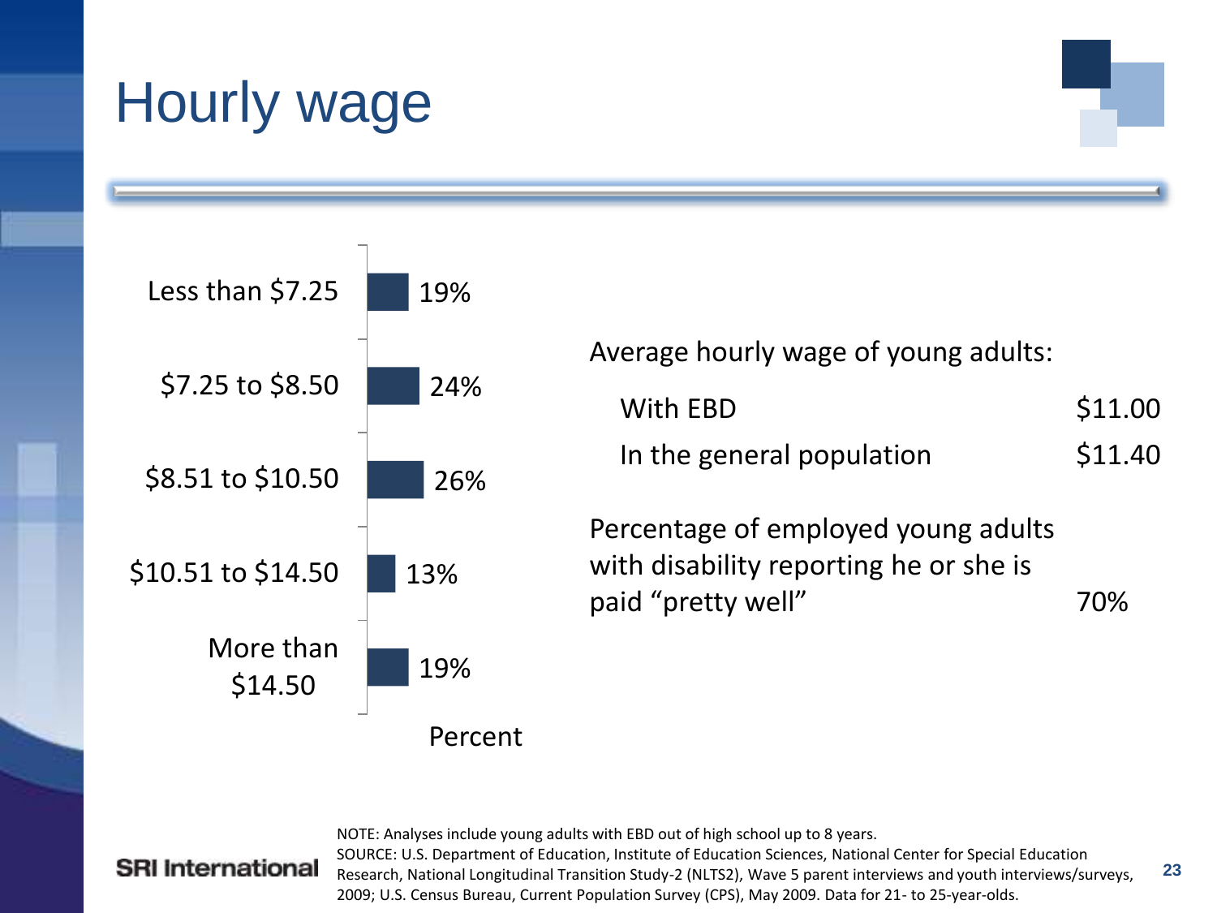# Hourly wage

| Hourly wage | Percent |
|---|---|
| Less than $7.25 | 19% |
| $7.25 to $8.50 | 24% |
| $8.51 to $10.50 | 26% |
| $10.51 to $14.50 | 13% |
| More than $14.50 | 19% |

Average hourly wage of young adults:

| | |
|---|---|
| With EBD | $11.00 |
| In the general population | $11.40 |

| | |
|---|---|
| Percentage of employed young adults with disability reporting he or she is paid "pretty well" | 70% |

NOTE: Analyses include young adults with EBD out of high school up to 8 years.

SOURCE: U.S. Department of Education, Institute of Education Sciences, National Center for Special Education Research, National Longitudinal Transition Study-2 (NLTS2), Wave 5 parent interviews and youth interviews/surveys, 2009; U.S. Census Bureau, Current Population Survey (CPS), May 2009. Data for 21- to 25-year-olds.

SRI International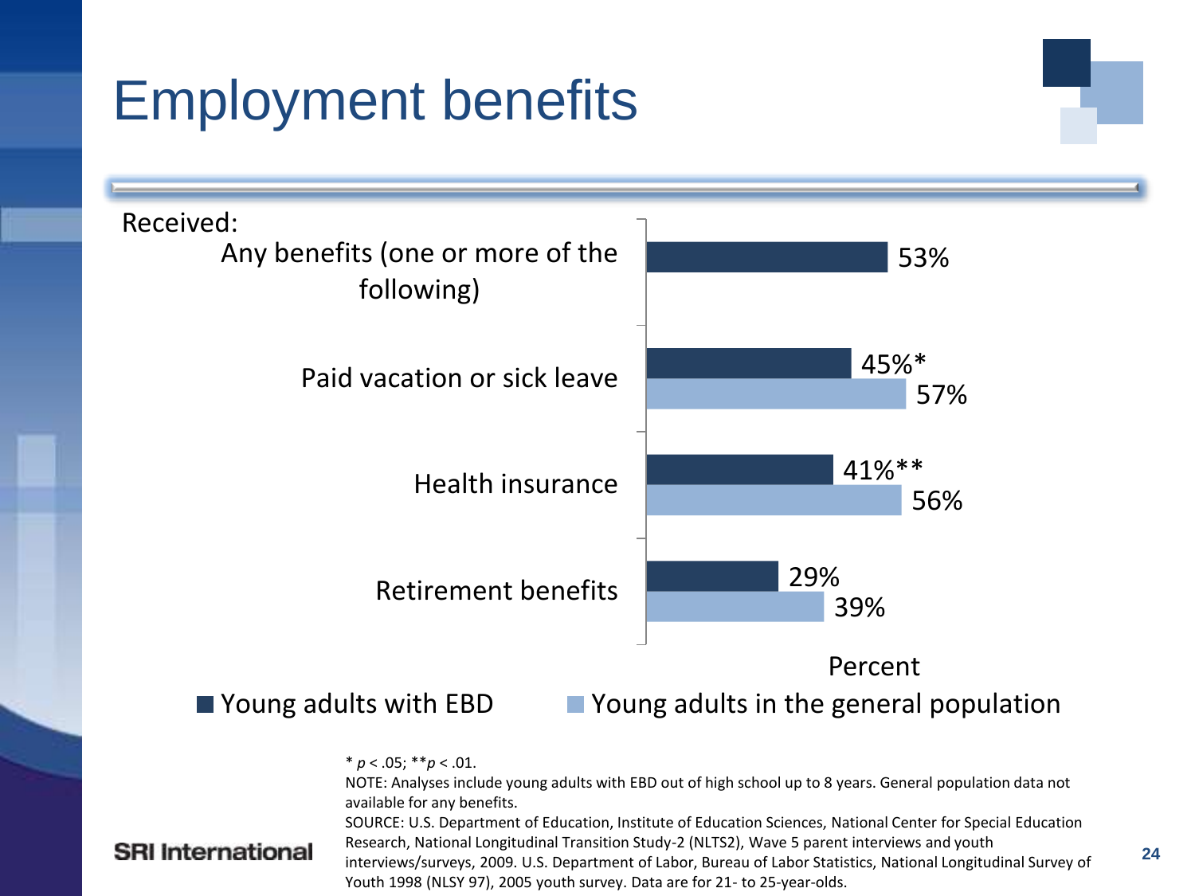# Employment benefits

Received:

| | Young adults with EBD | Young adults in the general population |
|---|---|---|
| Any benefits (one or more of the following) | 53% | |
| Paid vacation or sick leave | 45%* | 57% |
| Health insurance | 41%** | 56% |
| Retirement benefits | 29% | 39% |

Percent

* $p < .05$; ** $p < .01$.

NOTE: Analyses include young adults with EBD out of high school up to 8 years. General population data not available for any benefits.

SOURCE: U.S. Department of Education, Institute of Education Sciences, National Center for Special Education Research, National Longitudinal Transition Study-2 (NLTS2), Wave 5 parent interviews and youth interviews/surveys, 2009. U.S. Department of Labor, Bureau of Labor Statistics, National Longitudinal Survey of Youth 1998 (NLSY 97), 2005 youth survey. Data are for 21- to 25-year-olds.

SRI International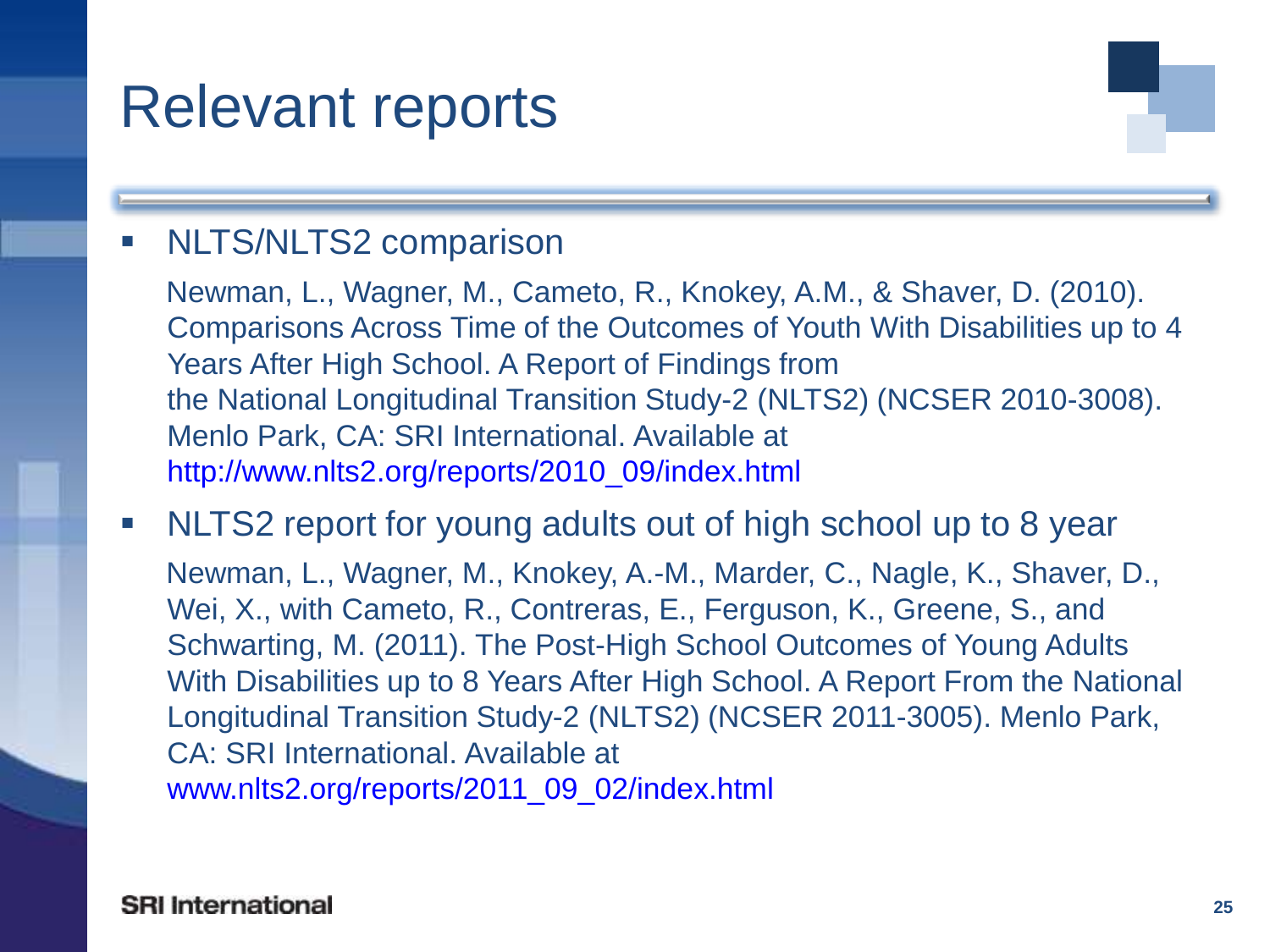# Relevant reports

- NLTS/NLTS2 comparison

  Newman, L., Wagner, M., Cameto, R., Knokey, A.M., & Shaver, D. (2010). Comparisons Across Time of the Outcomes of Youth With Disabilities up to 4 Years After High School. A Report of Findings from the National Longitudinal Transition Study-2 (NLTS2) (NCSER 2010-3008). Menlo Park, CA: SRI International. Available at http://www.nlts2.org/reports/2010_09/index.html

- NLTS2 report for young adults out of high school up to 8 year

  Newman, L., Wagner, M., Knokey, A.-M., Marder, C., Nagle, K., Shaver, D., Wei, X., with Cameto, R., Contreras, E., Ferguson, K., Greene, S., and Schwarting, M. (2011). The Post-High School Outcomes of Young Adults With Disabilities up to 8 Years After High School. A Report From the National Longitudinal Transition Study-2 (NLTS2) (NCSER 2011-3005). Menlo Park, CA: SRI International. Available at www.nlts2.org/reports/2011_09_02/index.html

SRI International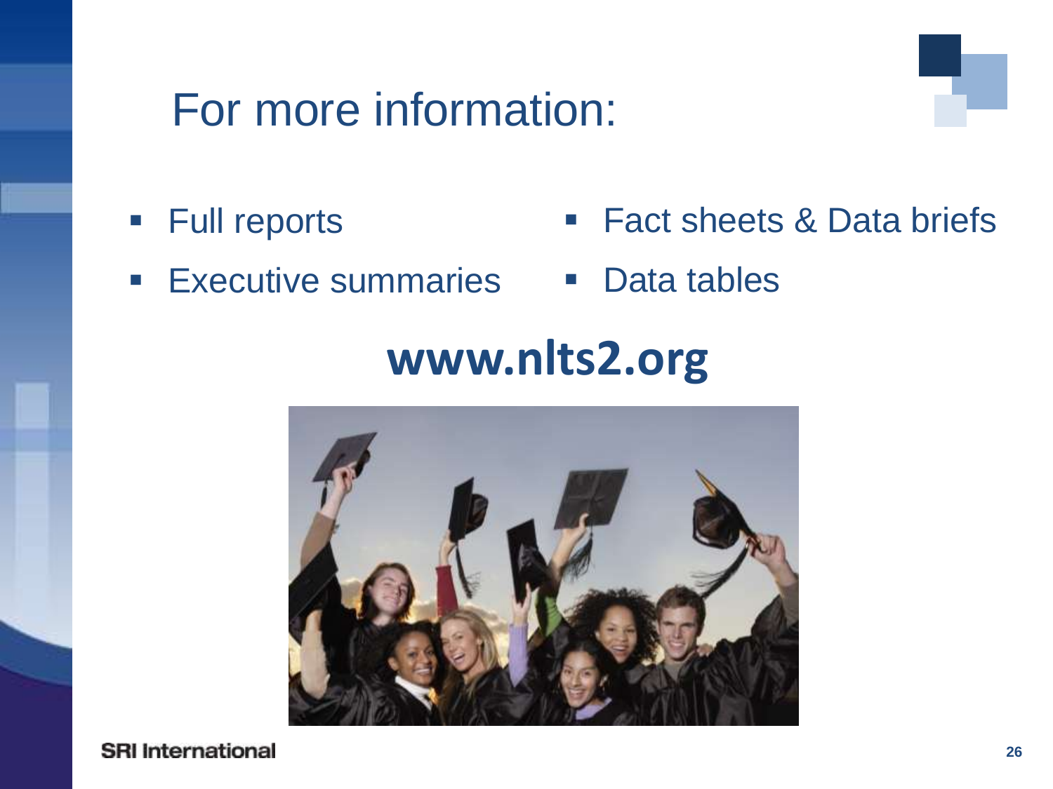# For more information:

- Full reports
- Executive summaries
- Fact sheets & Data briefs
- Data tables

**www.nlts2.org**

SRI International